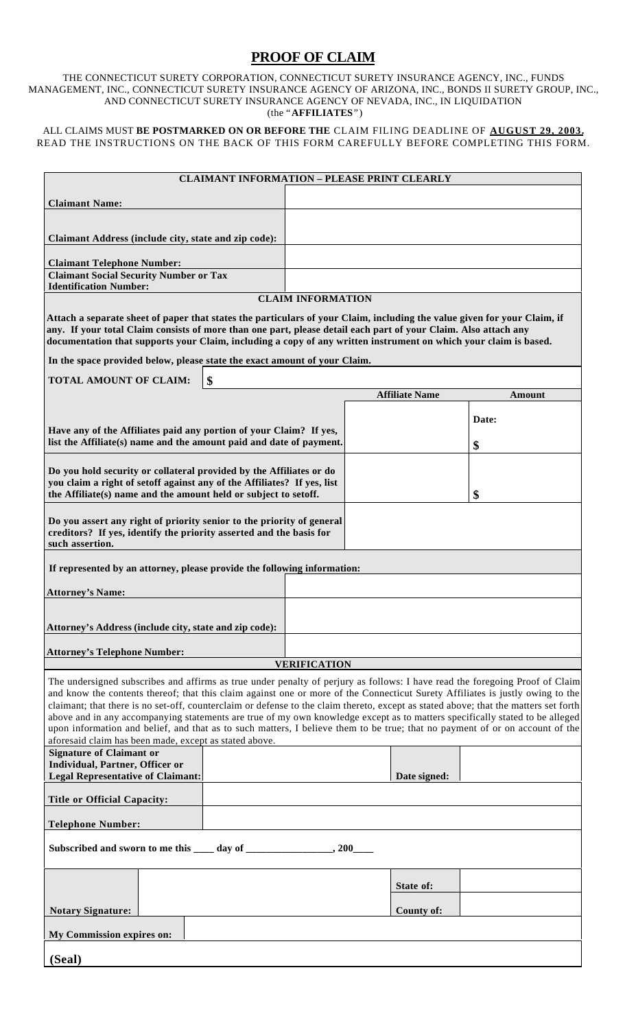# PROOF OF CLAIM

THE CONNECTICUT SURETY CORPORATION, CONNECTICUT SURETY INSURANCE AGENCY, INC., FUNDS MANAGEMENT, INC., CONNECTICUT SURETY INSURANCE AGENCY OF ARIZONA, INC., BONDS II SURETY GROUP, INC., AND CONNECTICUT SURETY INSURANCE AGENCY OF NEVADA, INC., IN LIQUIDATION (the "**AFFILIATES**")

ALL CLAIMS MUST **BE POSTMARKED ON OR BEFORE THE** CLAIM FILING DEADLINE OF **AUGUST 29, 2003.** READ THE INSTRUCTIONS ON THE BACK OF THIS FORM CAREFULLY BEFORE COMPLETING THIS FORM.

| **CLAIMANT INFORMATION – PLEASE PRINT CLEARLY** | |
|---|---|
| **Claimant Name:** | |
| **Claimant Address (include city, state and zip code):** | |
| **Claimant Telephone Number:** | |
| **Claimant Social Security Number or Tax Identification Number:** | |

**CLAIM INFORMATION**

**Attach a separate sheet of paper that states the particulars of your Claim, including the value given for your Claim, if any. If your total Claim consists of more than one part, please detail each part of your Claim. Also attach any documentation that supports your Claim, including a copy of any written instrument on which your claim is based.**

**In the space provided below, please state the exact amount of your Claim.**

**TOTAL AMOUNT OF CLAIM:** **$**

| | **Affiliate Name** | **Amount** |
|---|---|---|
| **Have any of the Affiliates paid any portion of your Claim? If yes, list the Affiliate(s) name and the amount paid and date of payment.** | | **Date:** <br> **$** |
| **Do you hold security or collateral provided by the Affiliates or do you claim a right of setoff against any of the Affiliates? If yes, list the Affiliate(s) name and the amount held or subject to setoff.** | | **$** |
| **Do you assert any right of priority senior to the priority of general creditors? If yes, identify the priority asserted and the basis for such assertion.** | | |

**If represented by an attorney, please provide the following information:**

| | |
|---|---|
| **Attorney's Name:** | |
| **Attorney's Address (include city, state and zip code):** | |
| **Attorney's Telephone Number:** | |

**VERIFICATION**

The undersigned subscribes and affirms as true under penalty of perjury as follows: I have read the foregoing Proof of Claim and know the contents thereof; that this claim against one or more of the Connecticut Surety Affiliates is justly owing to the claimant; that there is no set-off, counterclaim or defense to the claim thereto, except as stated above; that the matters set forth above and in any accompanying statements are true of my own knowledge except as to matters specifically stated to be alleged upon information and belief, and that as to such matters, I believe them to be true; that no payment of or on account of the aforesaid claim has been made, except as stated above.

| | | | |
|---|---|---|---|
| **Signature of Claimant or Individual, Partner, Officer or Legal Representative of Claimant:** | | **Date signed:** | |
| **Title or Official Capacity:** | | | |
| **Telephone Number:** | | | |

**Subscribed and sworn to me this ____ day of _________________, 200____**

| | | | |
|---|---|---|---|
| | | **State of:** | |
| **Notary Signature:** | | **County of:** | |
| **My Commission expires on:** | | | |

**(Seal)**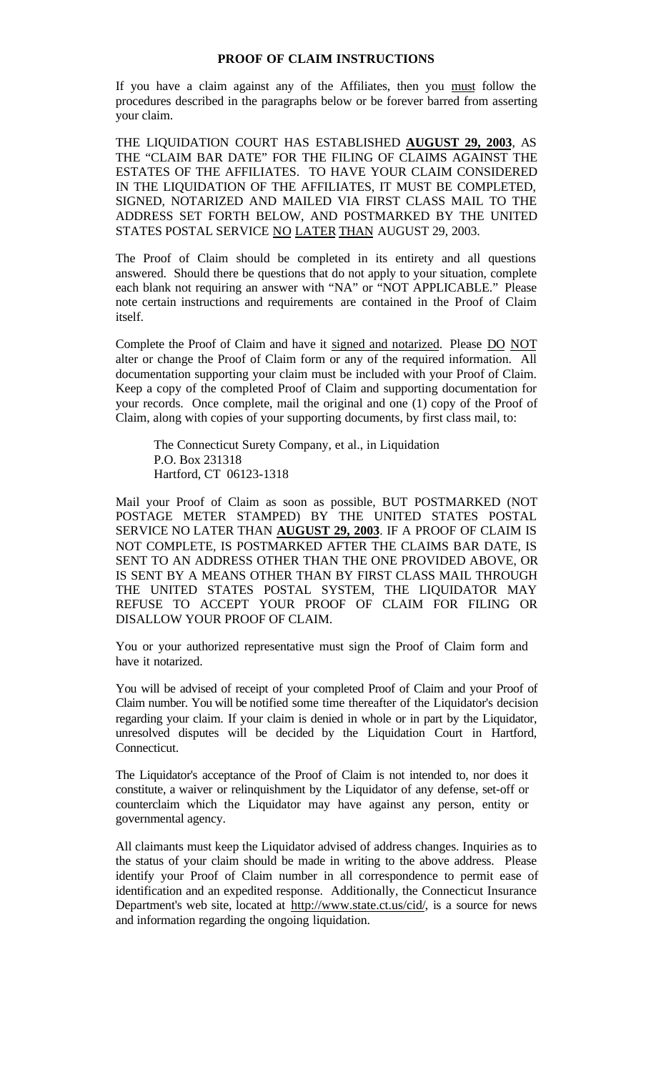## PROOF OF CLAIM INSTRUCTIONS

If you have a claim against any of the Affiliates, then you must follow the procedures described in the paragraphs below or be forever barred from asserting your claim.

THE LIQUIDATION COURT HAS ESTABLISHED **AUGUST 29, 2003**, AS THE "CLAIM BAR DATE" FOR THE FILING OF CLAIMS AGAINST THE ESTATES OF THE AFFILIATES. TO HAVE YOUR CLAIM CONSIDERED IN THE LIQUIDATION OF THE AFFILIATES, IT MUST BE COMPLETED, SIGNED, NOTARIZED AND MAILED VIA FIRST CLASS MAIL TO THE ADDRESS SET FORTH BELOW, AND POSTMARKED BY THE UNITED STATES POSTAL SERVICE NO LATER THAN AUGUST 29, 2003.

The Proof of Claim should be completed in its entirety and all questions answered. Should there be questions that do not apply to your situation, complete each blank not requiring an answer with "NA" or "NOT APPLICABLE." Please note certain instructions and requirements are contained in the Proof of Claim itself.

Complete the Proof of Claim and have it signed and notarized. Please DO NOT alter or change the Proof of Claim form or any of the required information. All documentation supporting your claim must be included with your Proof of Claim. Keep a copy of the completed Proof of Claim and supporting documentation for your records. Once complete, mail the original and one (1) copy of the Proof of Claim, along with copies of your supporting documents, by first class mail, to:

The Connecticut Surety Company, et al., in Liquidation
P.O. Box 231318
Hartford, CT 06123-1318

Mail your Proof of Claim as soon as possible, BUT POSTMARKED (NOT POSTAGE METER STAMPED) BY THE UNITED STATES POSTAL SERVICE NO LATER THAN **AUGUST 29, 2003**. IF A PROOF OF CLAIM IS NOT COMPLETE, IS POSTMARKED AFTER THE CLAIMS BAR DATE, IS SENT TO AN ADDRESS OTHER THAN THE ONE PROVIDED ABOVE, OR IS SENT BY A MEANS OTHER THAN BY FIRST CLASS MAIL THROUGH THE UNITED STATES POSTAL SYSTEM, THE LIQUIDATOR MAY REFUSE TO ACCEPT YOUR PROOF OF CLAIM FOR FILING OR DISALLOW YOUR PROOF OF CLAIM.

You or your authorized representative must sign the Proof of Claim form and have it notarized.

You will be advised of receipt of your completed Proof of Claim and your Proof of Claim number. You will be notified some time thereafter of the Liquidator's decision regarding your claim. If your claim is denied in whole or in part by the Liquidator, unresolved disputes will be decided by the Liquidation Court in Hartford, Connecticut.

The Liquidator's acceptance of the Proof of Claim is not intended to, nor does it constitute, a waiver or relinquishment by the Liquidator of any defense, set-off or counterclaim which the Liquidator may have against any person, entity or governmental agency.

All claimants must keep the Liquidator advised of address changes. Inquiries as to the status of your claim should be made in writing to the above address. Please identify your Proof of Claim number in all correspondence to permit ease of identification and an expedited response. Additionally, the Connecticut Insurance Department's web site, located at http://www.state.ct.us/cid/, is a source for news and information regarding the ongoing liquidation.